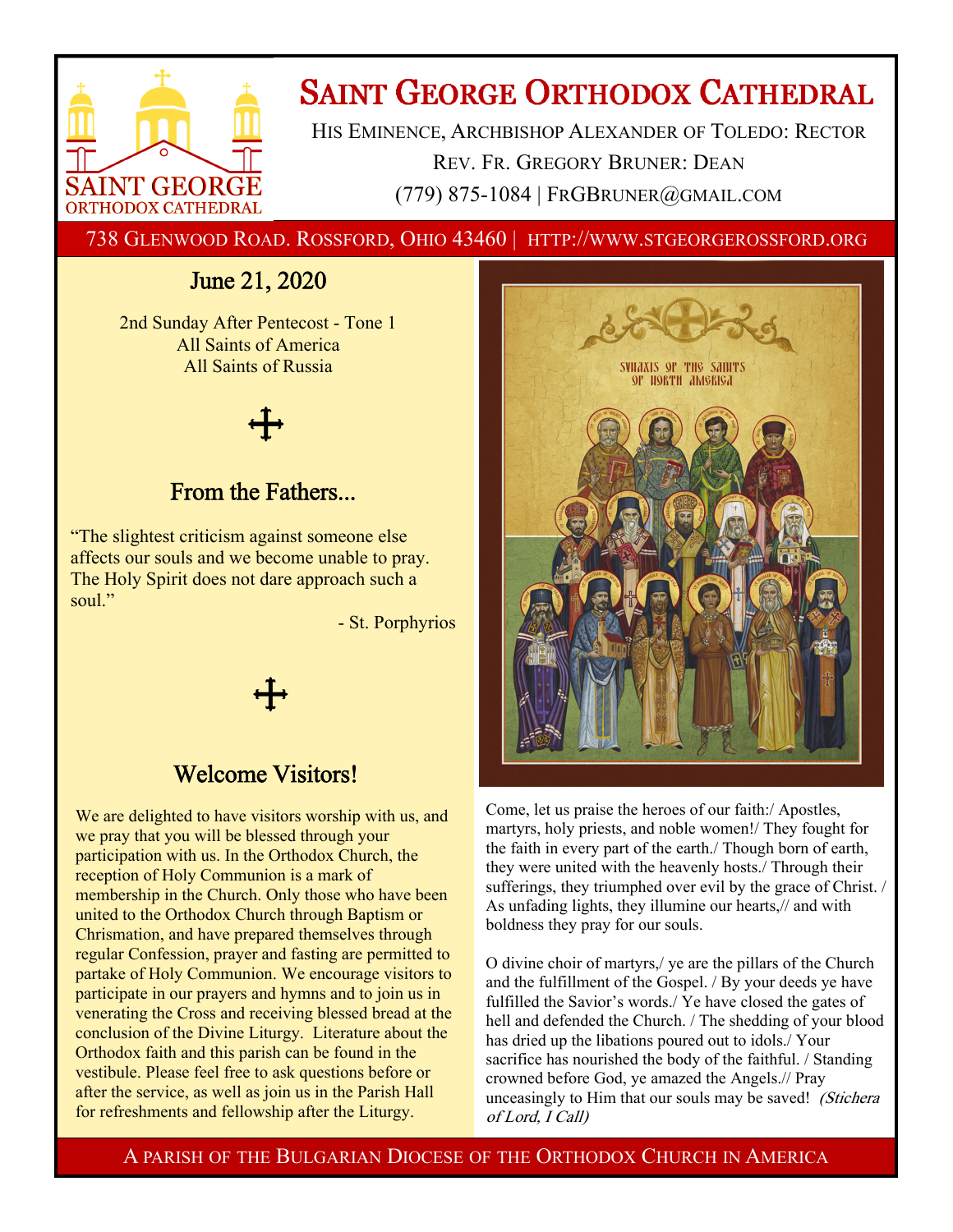# Saint George Orthodox Cathedral

His Eminence, Archbishop Alexander of Toledo: Rector

Rev. Fr. Gregory Bruner: Dean

(779) 875-1084 | FrGBruner@gmail.com

738 Glenwood Road. Rossford, Ohio 43460 | http://www.stgeorgerossford.org

## June 21, 2020

2nd Sunday After Pentecost - Tone 1
All Saints of America
All Saints of Russia

## From the Fathers...

"The slightest criticism against someone else affects our souls and we become unable to pray. The Holy Spirit does not dare approach such a soul."

- St. Porphyrios

## Welcome Visitors!

We are delighted to have visitors worship with us, and we pray that you will be blessed through your participation with us. In the Orthodox Church, the reception of Holy Communion is a mark of membership in the Church. Only those who have been united to the Orthodox Church through Baptism or Chrismation, and have prepared themselves through regular Confession, prayer and fasting are permitted to partake of Holy Communion. We encourage visitors to participate in our prayers and hymns and to join us in venerating the Cross and receiving blessed bread at the conclusion of the Divine Liturgy. Literature about the Orthodox faith and this parish can be found in the vestibule. Please feel free to ask questions before or after the service, as well as join us in the Parish Hall for refreshments and fellowship after the Liturgy.

Synaxis of the Saints of North America

Come, let us praise the heroes of our faith:/ Apostles, martyrs, holy priests, and noble women!/ They fought for the faith in every part of the earth./ Though born of earth, they were united with the heavenly hosts./ Through their sufferings, they triumphed over evil by the grace of Christ. / As unfading lights, they illumine our hearts,// and with boldness they pray for our souls.

O divine choir of martyrs,/ ye are the pillars of the Church and the fulfillment of the Gospel. / By your deeds ye have fulfilled the Savior's words./ Ye have closed the gates of hell and defended the Church. / The shedding of your blood has dried up the libations poured out to idols./ Your sacrifice has nourished the body of the faithful. / Standing crowned before God, ye amazed the Angels.// Pray unceasingly to Him that our souls may be saved! *(Stichera of Lord, I Call)*

A parish of the Bulgarian Diocese of the Orthodox Church in America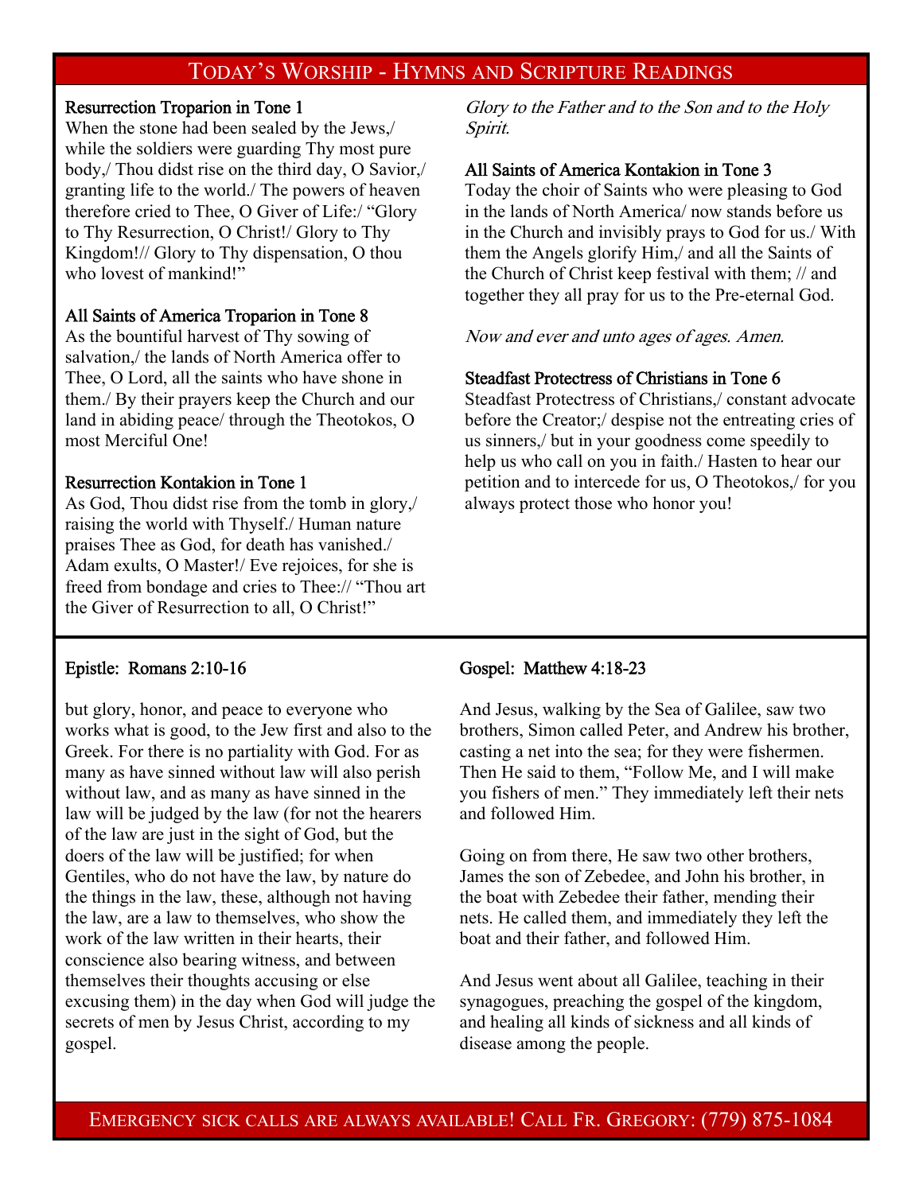## Today's Worship - Hymns and Scripture Readings

**Resurrection Troparion in Tone 1**

When the stone had been sealed by the Jews,/ while the soldiers were guarding Thy most pure body,/ Thou didst rise on the third day, O Savior,/ granting life to the world./ The powers of heaven therefore cried to Thee, O Giver of Life:/ "Glory to Thy Resurrection, O Christ!/ Glory to Thy Kingdom!// Glory to Thy dispensation, O thou who lovest of mankind!"

**All Saints of America Troparion in Tone 8**

As the bountiful harvest of Thy sowing of salvation,/ the lands of North America offer to Thee, O Lord, all the saints who have shone in them./ By their prayers keep the Church and our land in abiding peace/ through the Theotokos, O most Merciful One!

**Resurrection Kontakion in Tone 1**

As God, Thou didst rise from the tomb in glory,/ raising the world with Thyself./ Human nature praises Thee as God, for death has vanished./ Adam exults, O Master!/ Eve rejoices, for she is freed from bondage and cries to Thee:// "Thou art the Giver of Resurrection to all, O Christ!"

*Glory to the Father and to the Son and to the Holy Spirit.*

**All Saints of America Kontakion in Tone 3**

Today the choir of Saints who were pleasing to God in the lands of North America/ now stands before us in the Church and invisibly prays to God for us./ With them the Angels glorify Him,/ and all the Saints of the Church of Christ keep festival with them; // and together they all pray for us to the Pre-eternal God.

*Now and ever and unto ages of ages. Amen.*

**Steadfast Protectress of Christians in Tone 6**

Steadfast Protectress of Christians,/ constant advocate before the Creator;/ despise not the entreating cries of us sinners,/ but in your goodness come speedily to help us who call on you in faith./ Hasten to hear our petition and to intercede for us, O Theotokos,/ for you always protect those who honor you!

**Epistle: Romans 2:10-16**

but glory, honor, and peace to everyone who works what is good, to the Jew first and also to the Greek. For there is no partiality with God. For as many as have sinned without law will also perish without law, and as many as have sinned in the law will be judged by the law (for not the hearers of the law are just in the sight of God, but the doers of the law will be justified; for when Gentiles, who do not have the law, by nature do the things in the law, these, although not having the law, are a law to themselves, who show the work of the law written in their hearts, their conscience also bearing witness, and between themselves their thoughts accusing or else excusing them) in the day when God will judge the secrets of men by Jesus Christ, according to my gospel.

**Gospel: Matthew 4:18-23**

And Jesus, walking by the Sea of Galilee, saw two brothers, Simon called Peter, and Andrew his brother, casting a net into the sea; for they were fishermen. Then He said to them, "Follow Me, and I will make you fishers of men." They immediately left their nets and followed Him.

Going on from there, He saw two other brothers, James the son of Zebedee, and John his brother, in the boat with Zebedee their father, mending their nets. He called them, and immediately they left the boat and their father, and followed Him.

And Jesus went about all Galilee, teaching in their synagogues, preaching the gospel of the kingdom, and healing all kinds of sickness and all kinds of disease among the people.

Emergency sick calls are always available! Call Fr. Gregory: (779) 875-1084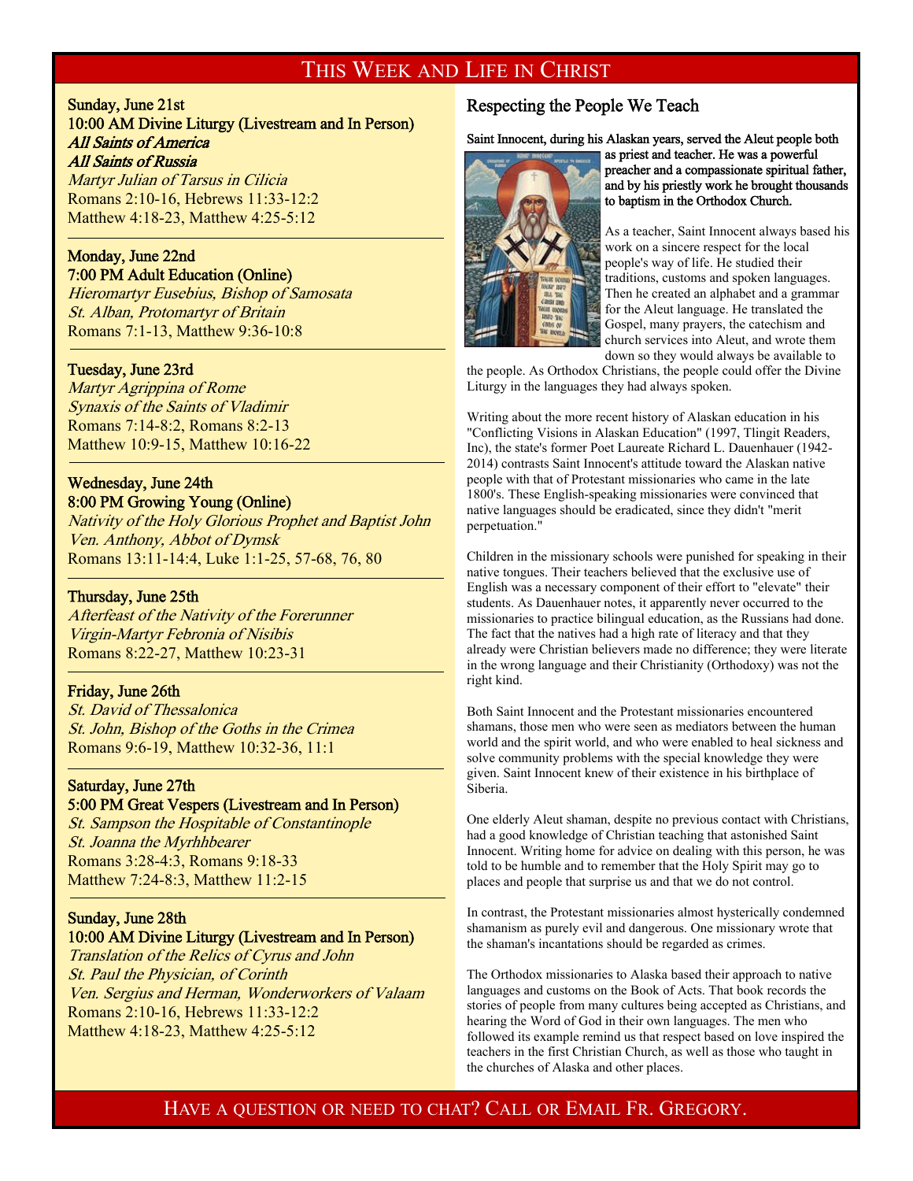# This Week and Life in Christ

**Sunday, June 21st**
**10:00 AM Divine Liturgy (Livestream and In Person)**
***All Saints of America***
***All Saints of Russia***
*Martyr Julian of Tarsus in Cilicia*
Romans 2:10-16, Hebrews 11:33-12:2
Matthew 4:18-23, Matthew 4:25-5:12

---

**Monday, June 22nd**
**7:00 PM Adult Education (Online)**
*Hieromartyr Eusebius, Bishop of Samosata*
*St. Alban, Protomartyr of Britain*
Romans 7:1-13, Matthew 9:36-10:8

---

**Tuesday, June 23rd**
*Martyr Agrippina of Rome*
*Synaxis of the Saints of Vladimir*
Romans 7:14-8:2, Romans 8:2-13
Matthew 10:9-15, Matthew 10:16-22

---

**Wednesday, June 24th**
**8:00 PM Growing Young (Online)**
*Nativity of the Holy Glorious Prophet and Baptist John*
*Ven. Anthony, Abbot of Dymsk*
Romans 13:11-14:4, Luke 1:1-25, 57-68, 76, 80

---

**Thursday, June 25th**
*Afterfeast of the Nativity of the Forerunner*
*Virgin-Martyr Febronia of Nisibis*
Romans 8:22-27, Matthew 10:23-31

---

**Friday, June 26th**
*St. David of Thessalonica*
*St. John, Bishop of the Goths in the Crimea*
Romans 9:6-19, Matthew 10:32-36, 11:1

---

**Saturday, June 27th**
**5:00 PM Great Vespers (Livestream and In Person)**
*St. Sampson the Hospitable of Constantinople*
*St. Joanna the Myrhhbearer*
Romans 3:28-4:3, Romans 9:18-33
Matthew 7:24-8:3, Matthew 11:2-15

---

**Sunday, June 28th**
**10:00 AM Divine Liturgy (Livestream and In Person)**
*Translation of the Relics of Cyrus and John*
*St. Paul the Physician, of Corinth*
*Ven. Sergius and Herman, Wonderworkers of Valaam*
Romans 2:10-16, Hebrews 11:33-12:2
Matthew 4:18-23, Matthew 4:25-5:12

## Respecting the People We Teach

Saint Innocent, during his Alaskan years, served the Aleut people both as priest and teacher. He was a powerful preacher and a compassionate spiritual father, and by his priestly work he brought thousands to baptism in the Orthodox Church.

As a teacher, Saint Innocent always based his work on a sincere respect for the local people's way of life. He studied their traditions, customs and spoken languages. Then he created an alphabet and a grammar for the Aleut language. He translated the Gospel, many prayers, the catechism and church services into Aleut, and wrote them down so they would always be available to the people. As Orthodox Christians, the people could offer the Divine Liturgy in the languages they had always spoken.

Writing about the more recent history of Alaskan education in his "Conflicting Visions in Alaskan Education" (1997, Tlingit Readers, Inc), the state's former Poet Laureate Richard L. Dauenhauer (1942-2014) contrasts Saint Innocent's attitude toward the Alaskan native people with that of Protestant missionaries who came in the late 1800's. These English-speaking missionaries were convinced that native languages should be eradicated, since they didn't "merit perpetuation."

Children in the missionary schools were punished for speaking in their native tongues. Their teachers believed that the exclusive use of English was a necessary component of their effort to "elevate" their students. As Dauenhauer notes, it apparently never occurred to the missionaries to practice bilingual education, as the Russians had done. The fact that the natives had a high rate of literacy and that they already were Christian believers made no difference; they were literate in the wrong language and their Christianity (Orthodoxy) was not the right kind.

Both Saint Innocent and the Protestant missionaries encountered shamans, those men who were seen as mediators between the human world and the spirit world, and who were enabled to heal sickness and solve community problems with the special knowledge they were given. Saint Innocent knew of their existence in his birthplace of Siberia.

One elderly Aleut shaman, despite no previous contact with Christians, had a good knowledge of Christian teaching that astonished Saint Innocent. Writing home for advice on dealing with this person, he was told to be humble and to remember that the Holy Spirit may go to places and people that surprise us and that we do not control.

In contrast, the Protestant missionaries almost hysterically condemned shamanism as purely evil and dangerous. One missionary wrote that the shaman's incantations should be regarded as crimes.

The Orthodox missionaries to Alaska based their approach to native languages and customs on the Book of Acts. That book records the stories of people from many cultures being accepted as Christians, and hearing the Word of God in their own languages. The men who followed its example remind us that respect based on love inspired the teachers in the first Christian Church, as well as those who taught in the churches of Alaska and other places.

Have a question or need to chat? Call or Email Fr. Gregory.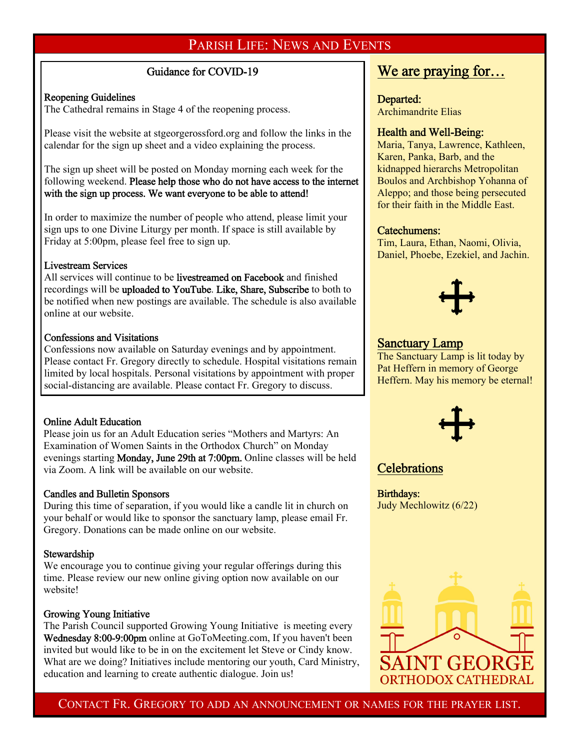# Parish Life: News and Events

## Guidance for COVID-19

### Reopening Guidelines

The Cathedral remains in Stage 4 of the reopening process.

Please visit the website at stgeorgerossford.org and follow the links in the calendar for the sign up sheet and a video explaining the process.

The sign up sheet will be posted on Monday morning each week for the following weekend. Please help those who do not have access to the internet with the sign up process. We want everyone to be able to attend!

In order to maximize the number of people who attend, please limit your sign ups to one Divine Liturgy per month. If space is still available by Friday at 5:00pm, please feel free to sign up.

### Livestream Services

All services will continue to be livestreamed on Facebook and finished recordings will be uploaded to YouTube. Like, Share, Subscribe to both to be notified when new postings are available. The schedule is also available online at our website.

### Confessions and Visitations

Confessions now available on Saturday evenings and by appointment. Please contact Fr. Gregory directly to schedule. Hospital visitations remain limited by local hospitals. Personal visitations by appointment with proper social-distancing are available. Please contact Fr. Gregory to discuss.

### Online Adult Education

Please join us for an Adult Education series "Mothers and Martyrs: An Examination of Women Saints in the Orthodox Church" on Monday evenings starting Monday, June 29th at 7:00pm. Online classes will be held via Zoom. A link will be available on our website.

### Candles and Bulletin Sponsors

During this time of separation, if you would like a candle lit in church on your behalf or would like to sponsor the sanctuary lamp, please email Fr. Gregory. Donations can be made online on our website.

### Stewardship

We encourage you to continue giving your regular offerings during this time. Please review our new online giving option now available on our website!

### Growing Young Initiative

The Parish Council supported Growing Young Initiative is meeting every Wednesday 8:00-9:00pm online at GoToMeeting.com, If you haven't been invited but would like to be in on the excitement let Steve or Cindy know. What are we doing? Initiatives include mentoring our youth, Card Ministry, education and learning to create authentic dialogue. Join us!

## We are praying for…

**Departed:**
Archimandrite Elias

**Health and Well-Being:**
Maria, Tanya, Lawrence, Kathleen, Karen, Panka, Barb, and the kidnapped hierarchs Metropolitan Boulos and Archbishop Yohanna of Aleppo; and those being persecuted for their faith in the Middle East.

**Catechumens:**
Tim, Laura, Ethan, Naomi, Olivia, Daniel, Phoebe, Ezekiel, and Jachin.

## Sanctuary Lamp

The Sanctuary Lamp is lit today by Pat Heffern in memory of George Heffern. May his memory be eternal!

## Celebrations

**Birthdays:**
Judy Mechlowitz (6/22)

SAINT GEORGE
ORTHODOX CATHEDRAL

Contact Fr. Gregory to add an announcement or names for the prayer list.